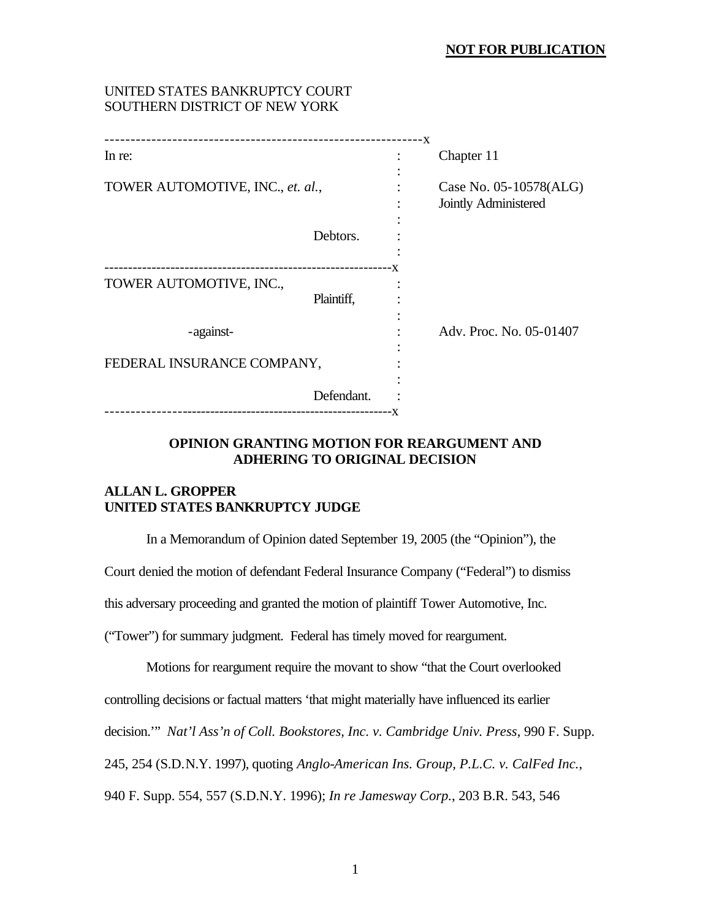**NOT FOR PUBLICATION**

UNITED STATES BANKRUPTCY COURT
SOUTHERN DISTRICT OF NEW YORK

| | | |
|---|---|---|
| In re: | : | Chapter 11 |
| TOWER AUTOMOTIVE, INC., *et. al.*, | : | Case No. 05-10578(ALG) Jointly Administered |
| Debtors. | : | |
| TOWER AUTOMOTIVE, INC., Plaintiff, | : | |
| -against- | : | Adv. Proc. No. 05-01407 |
| FEDERAL INSURANCE COMPANY, Defendant. | : | |

**OPINION GRANTING MOTION FOR REARGUMENT AND ADHERING TO ORIGINAL DECISION**

**ALLAN L. GROPPER**
**UNITED STATES BANKRUPTCY JUDGE**

In a Memorandum of Opinion dated September 19, 2005 (the "Opinion"), the Court denied the motion of defendant Federal Insurance Company ("Federal") to dismiss this adversary proceeding and granted the motion of plaintiff Tower Automotive, Inc. ("Tower") for summary judgment. Federal has timely moved for reargument.

Motions for reargument require the movant to show "that the Court overlooked controlling decisions or factual matters 'that might materially have influenced its earlier decision.'" *Nat'l Ass'n of Coll. Bookstores, Inc. v. Cambridge Univ. Press*, 990 F. Supp. 245, 254 (S.D.N.Y. 1997), quoting *Anglo-American Ins. Group, P.L.C. v. CalFed Inc.*, 940 F. Supp. 554, 557 (S.D.N.Y. 1996); *In re Jamesway Corp.*, 203 B.R. 543, 546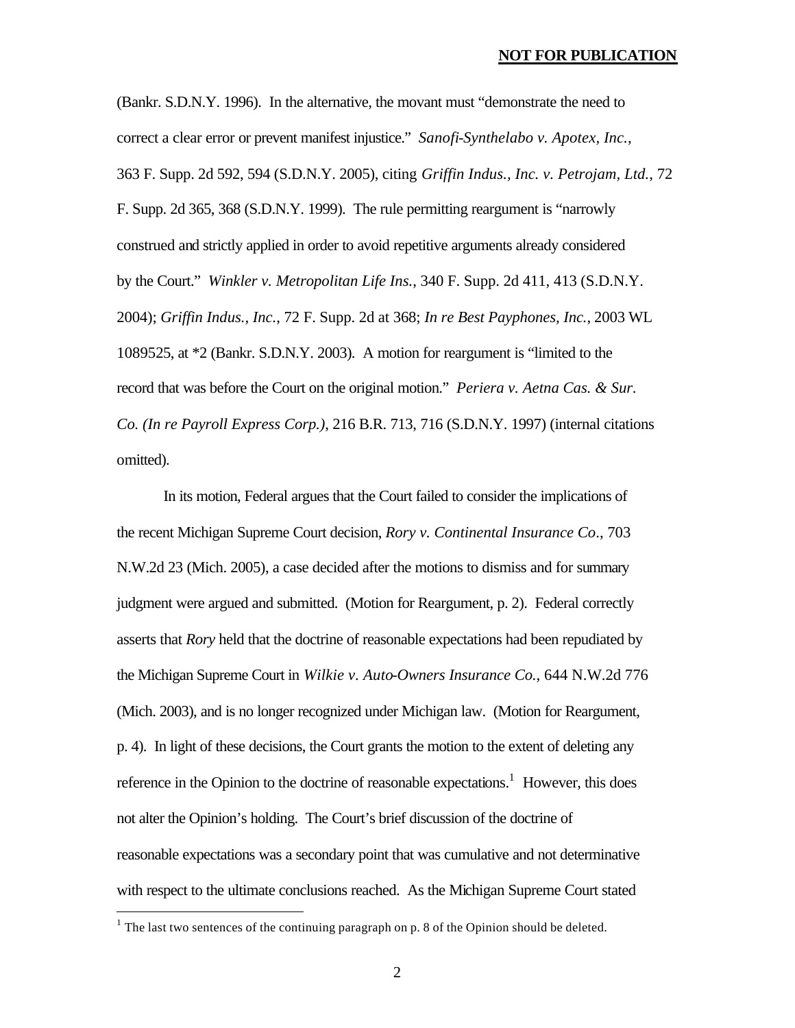(Bankr. S.D.N.Y. 1996). In the alternative, the movant must "demonstrate the need to correct a clear error or prevent manifest injustice." *Sanofi-Synthelabo v. Apotex, Inc.*, 363 F. Supp. 2d 592, 594 (S.D.N.Y. 2005), citing *Griffin Indus., Inc. v. Petrojam, Ltd.*, 72 F. Supp. 2d 365, 368 (S.D.N.Y. 1999). The rule permitting reargument is "narrowly construed and strictly applied in order to avoid repetitive arguments already considered by the Court." *Winkler v. Metropolitan Life Ins.*, 340 F. Supp. 2d 411, 413 (S.D.N.Y. 2004); *Griffin Indus., Inc.*, 72 F. Supp. 2d at 368; *In re Best Payphones, Inc.*, 2003 WL 1089525, at *2 (Bankr. S.D.N.Y. 2003). A motion for reargument is "limited to the record that was before the Court on the original motion." *Periera v. Aetna Cas. & Sur. Co. (In re Payroll Express Corp.)*, 216 B.R. 713, 716 (S.D.N.Y. 1997) (internal citations omitted).

In its motion, Federal argues that the Court failed to consider the implications of the recent Michigan Supreme Court decision, *Rory v. Continental Insurance Co.*, 703 N.W.2d 23 (Mich. 2005), a case decided after the motions to dismiss and for summary judgment were argued and submitted. (Motion for Reargument, p. 2). Federal correctly asserts that *Rory* held that the doctrine of reasonable expectations had been repudiated by the Michigan Supreme Court in *Wilkie v. Auto-Owners Insurance Co.*, 644 N.W.2d 776 (Mich. 2003), and is no longer recognized under Michigan law. (Motion for Reargument, p. 4). In light of these decisions, the Court grants the motion to the extent of deleting any reference in the Opinion to the doctrine of reasonable expectations.[1] However, this does not alter the Opinion's holding. The Court's brief discussion of the doctrine of reasonable expectations was a secondary point that was cumulative and not determinative with respect to the ultimate conclusions reached. As the Michigan Supreme Court stated

[1] The last two sentences of the continuing paragraph on p. 8 of the Opinion should be deleted.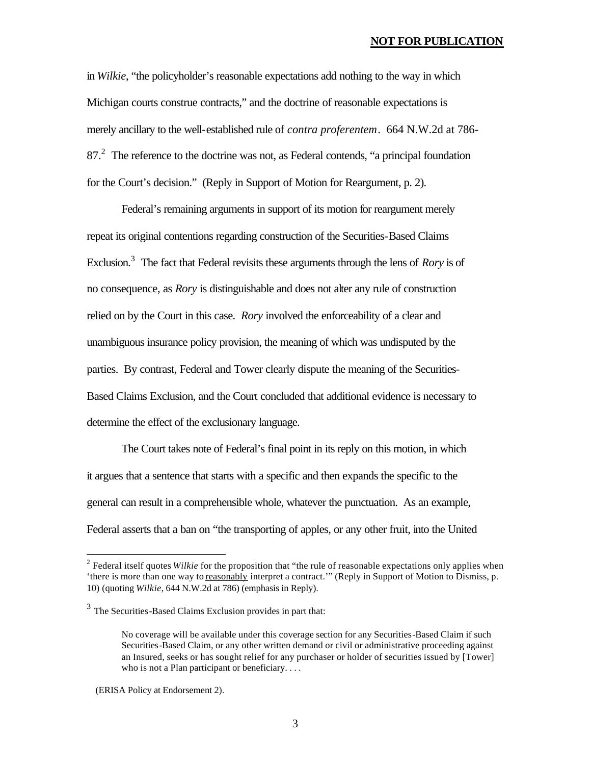in *Wilkie*, "the policyholder's reasonable expectations add nothing to the way in which Michigan courts construe contracts," and the doctrine of reasonable expectations is merely ancillary to the well-established rule of *contra proferentem*. 664 N.W.2d at 786-87.[2] The reference to the doctrine was not, as Federal contends, "a principal foundation for the Court's decision." (Reply in Support of Motion for Reargument, p. 2).

Federal's remaining arguments in support of its motion for reargument merely repeat its original contentions regarding construction of the Securities-Based Claims Exclusion.[3] The fact that Federal revisits these arguments through the lens of *Rory* is of no consequence, as *Rory* is distinguishable and does not alter any rule of construction relied on by the Court in this case. *Rory* involved the enforceability of a clear and unambiguous insurance policy provision, the meaning of which was undisputed by the parties. By contrast, Federal and Tower clearly dispute the meaning of the Securities-Based Claims Exclusion, and the Court concluded that additional evidence is necessary to determine the effect of the exclusionary language.

The Court takes note of Federal's final point in its reply on this motion, in which it argues that a sentence that starts with a specific and then expands the specific to the general can result in a comprehensible whole, whatever the punctuation. As an example, Federal asserts that a ban on "the transporting of apples, or any other fruit, into the United

---

[2] Federal itself quotes *Wilkie* for the proposition that "the rule of reasonable expectations only applies when 'there is more than one way to <u>reasonably</u> interpret a contract.'" (Reply in Support of Motion to Dismiss, p. 10) (quoting *Wilkie*, 644 N.W.2d at 786) (emphasis in Reply).

[3] The Securities-Based Claims Exclusion provides in part that:

> No coverage will be available under this coverage section for any Securities-Based Claim if such Securities-Based Claim, or any other written demand or civil or administrative proceeding against an Insured, seeks or has sought relief for any purchaser or holder of securities issued by [Tower] who is not a Plan participant or beneficiary. . . .

(ERISA Policy at Endorsement 2).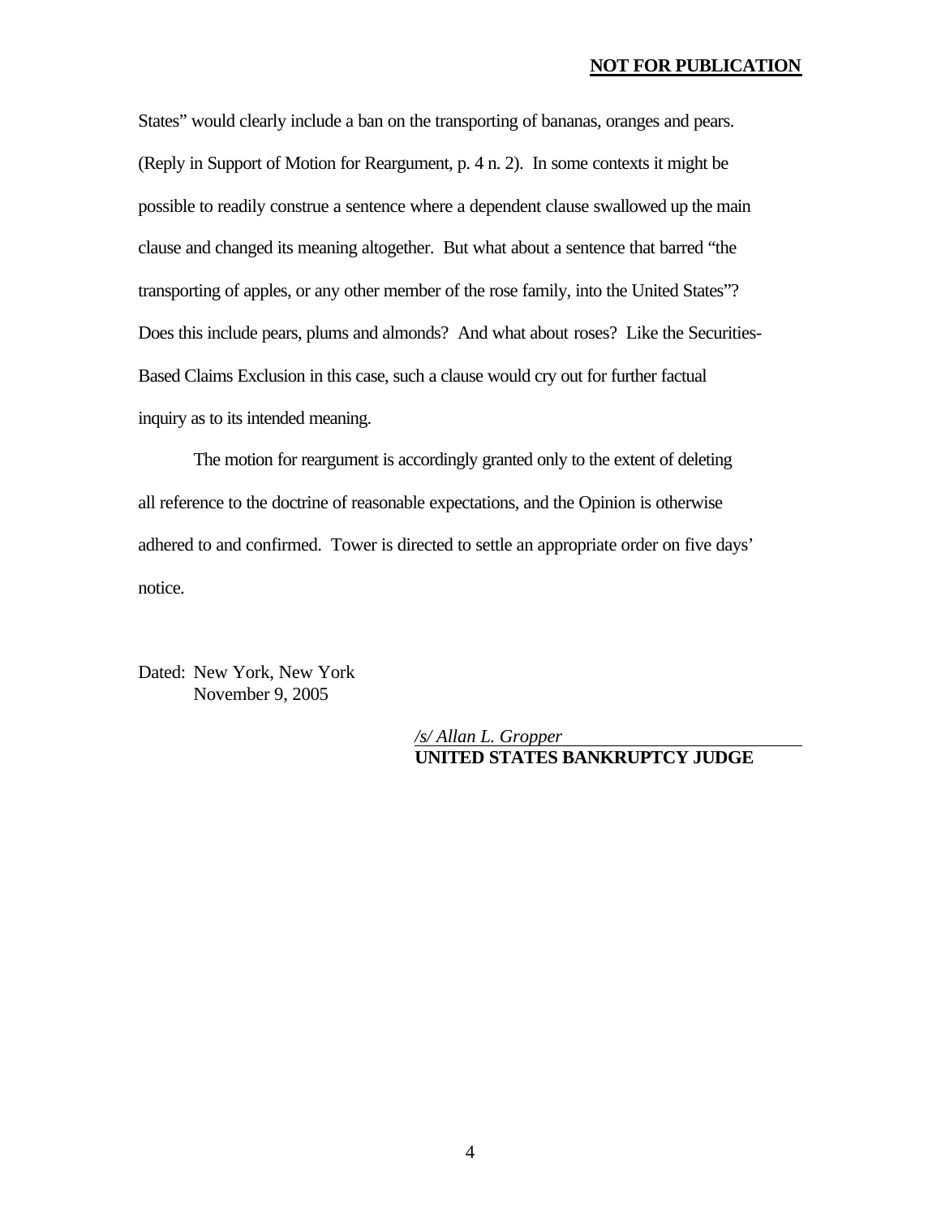States" would clearly include a ban on the transporting of bananas, oranges and pears. (Reply in Support of Motion for Reargument, p. 4 n. 2). In some contexts it might be possible to readily construe a sentence where a dependent clause swallowed up the main clause and changed its meaning altogether. But what about a sentence that barred "the transporting of apples, or any other member of the rose family, into the United States"? Does this include pears, plums and almonds? And what about roses? Like the Securities-Based Claims Exclusion in this case, such a clause would cry out for further factual inquiry as to its intended meaning.

The motion for reargument is accordingly granted only to the extent of deleting all reference to the doctrine of reasonable expectations, and the Opinion is otherwise adhered to and confirmed. Tower is directed to settle an appropriate order on five days' notice.

Dated: New York, New York
November 9, 2005

*/s/ Allan L. Gropper*
**UNITED STATES BANKRUPTCY JUDGE**